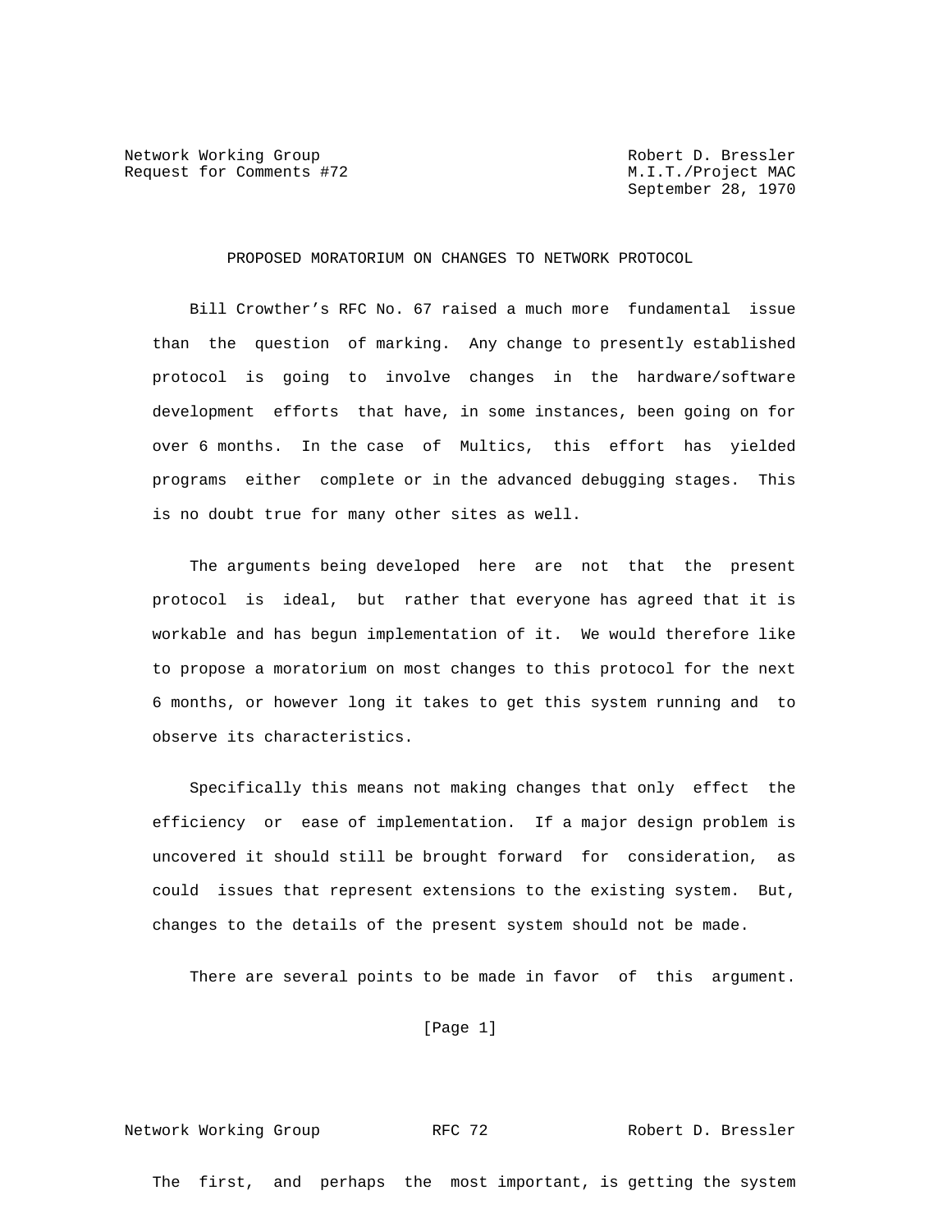Network Working Group
Request for Comments #72

Robert D. Bressler
M.I.T./Project MAC
September 28, 1970

# PROPOSED MORATORIUM ON CHANGES TO NETWORK PROTOCOL

Bill Crowther's RFC No. 67 raised a much more fundamental issue than the question of marking. Any change to presently established protocol is going to involve changes in the hardware/software development efforts that have, in some instances, been going on for over 6 months. In the case of Multics, this effort has yielded programs either complete or in the advanced debugging stages. This is no doubt true for many other sites as well.

The arguments being developed here are not that the present protocol is ideal, but rather that everyone has agreed that it is workable and has begun implementation of it. We would therefore like to propose a moratorium on most changes to this protocol for the next 6 months, or however long it takes to get this system running and to observe its characteristics.

Specifically this means not making changes that only effect the efficiency or ease of implementation. If a major design problem is uncovered it should still be brought forward for consideration, as could issues that represent extensions to the existing system. But, changes to the details of the present system should not be made.

There are several points to be made in favor of this argument.

The first, and perhaps the most important, is getting the system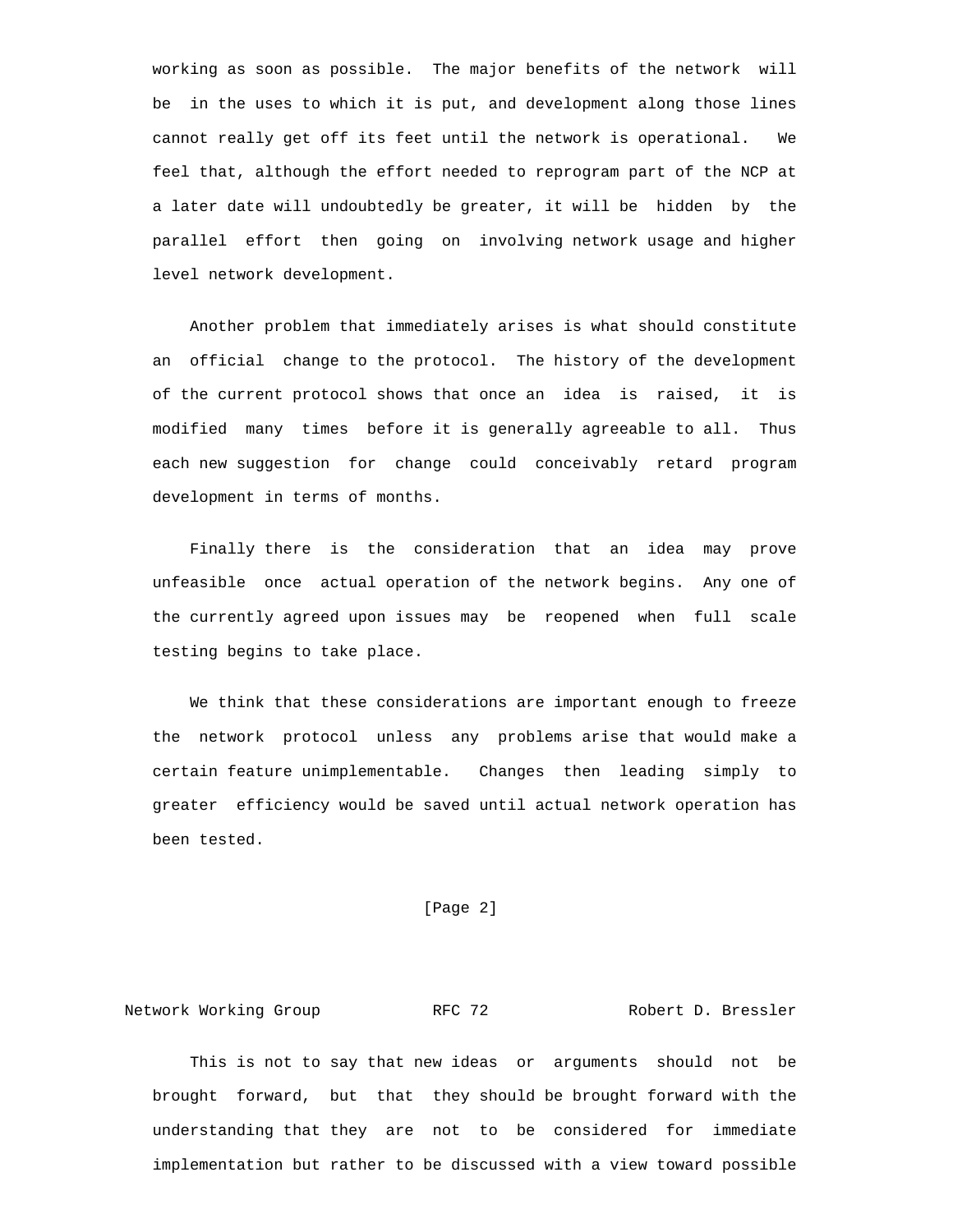working as soon as possible. The major benefits of the network will be in the uses to which it is put, and development along those lines cannot really get off its feet until the network is operational. We feel that, although the effort needed to reprogram part of the NCP at a later date will undoubtedly be greater, it will be hidden by the parallel effort then going on involving network usage and higher level network development.

Another problem that immediately arises is what should constitute an official change to the protocol. The history of the development of the current protocol shows that once an idea is raised, it is modified many times before it is generally agreeable to all. Thus each new suggestion for change could conceivably retard program development in terms of months.

Finally there is the consideration that an idea may prove unfeasible once actual operation of the network begins. Any one of the currently agreed upon issues may be reopened when full scale testing begins to take place.

We think that these considerations are important enough to freeze the network protocol unless any problems arise that would make a certain feature unimplementable. Changes then leading simply to greater efficiency would be saved until actual network operation has been tested.

This is not to say that new ideas or arguments should not be brought forward, but that they should be brought forward with the understanding that they are not to be considered for immediate implementation but rather to be discussed with a view toward possible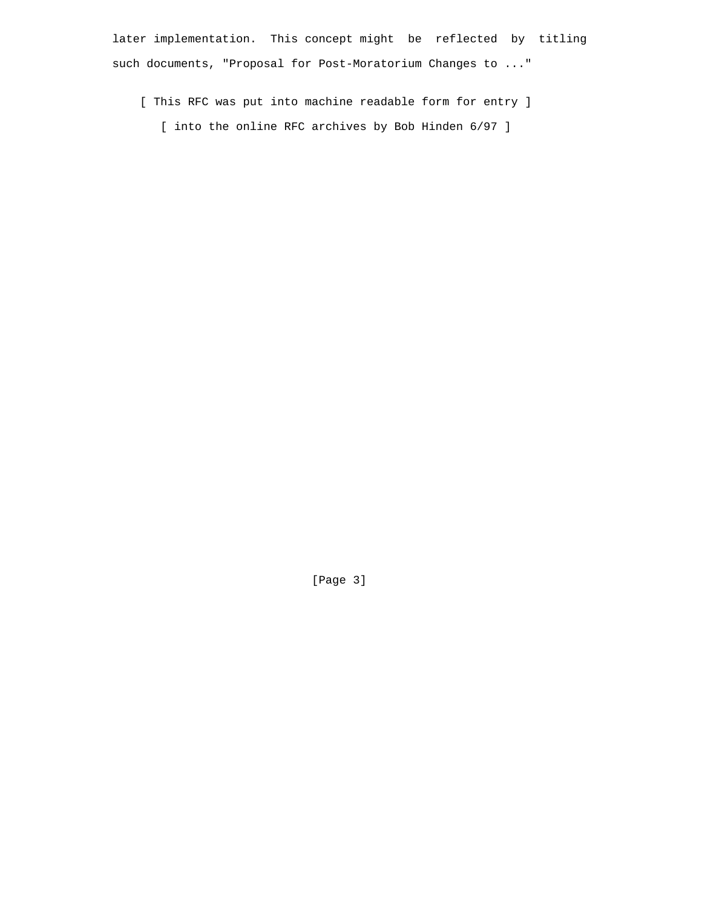later implementation. This concept might be reflected by titling such documents, "Proposal for Post-Moratorium Changes to ..."

[ This RFC was put into machine readable form for entry ]
[ into the online RFC archives by Bob Hinden 6/97 ]